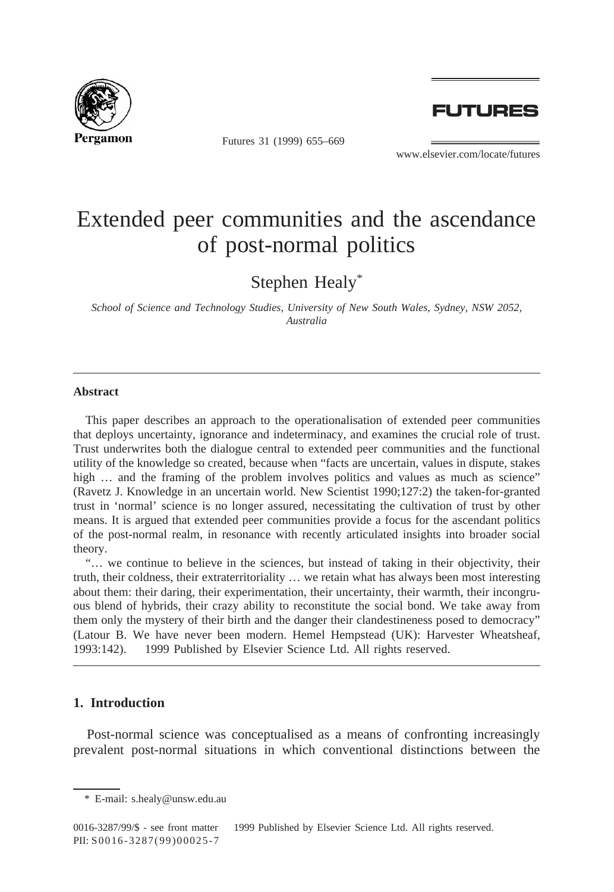# Extended peer communities and the ascendance of post-normal politics

Stephen Healy*

*School of Science and Technology Studies, University of New South Wales, Sydney, NSW 2052, Australia*

---

## Abstract

This paper describes an approach to the operationalisation of extended peer communities that deploys uncertainty, ignorance and indeterminacy, and examines the crucial role of trust. Trust underwrites both the dialogue central to extended peer communities and the functional utility of the knowledge so created, because when "facts are uncertain, values in dispute, stakes high … and the framing of the problem involves politics and values as much as science" (Ravetz J. Knowledge in an uncertain world. New Scientist 1990;127:2) the taken-for-granted trust in 'normal' science is no longer assured, necessitating the cultivation of trust by other means. It is argued that extended peer communities provide a focus for the ascendant politics of the post-normal realm, in resonance with recently articulated insights into broader social theory.

"… we continue to believe in the sciences, but instead of taking in their objectivity, their truth, their coldness, their extraterritoriality … we retain what has always been most interesting about them: their daring, their experimentation, their uncertainty, their warmth, their incongruous blend of hybrids, their crazy ability to reconstitute the social bond. We take away from them only the mystery of their birth and the danger their clandestineness posed to democracy" (Latour B. We have never been modern. Hemel Hempstead (UK): Harvester Wheatsheaf, 1993:142). © 1999 Published by Elsevier Science Ltd. All rights reserved.

---

## 1. Introduction

Post-normal science was conceptualised as a means of confronting increasingly prevalent post-normal situations in which conventional distinctions between the

\* E-mail: s.healy@unsw.edu.au

0016-3287/99/$ - see front matter © 1999 Published by Elsevier Science Ltd. All rights reserved.
PII: S0016-3287(99)00025-7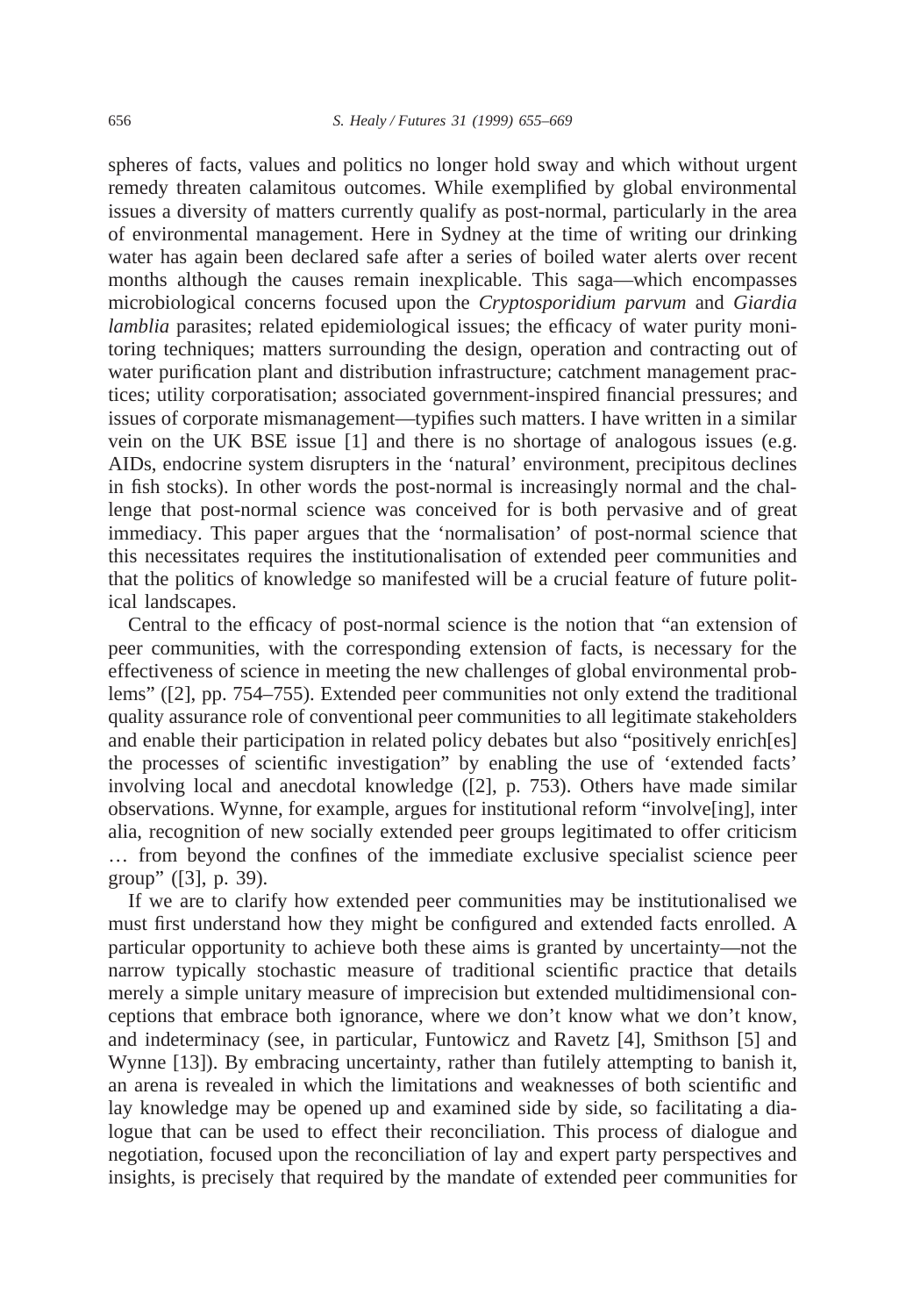spheres of facts, values and politics no longer hold sway and which without urgent remedy threaten calamitous outcomes. While exemplified by global environmental issues a diversity of matters currently qualify as post-normal, particularly in the area of environmental management. Here in Sydney at the time of writing our drinking water has again been declared safe after a series of boiled water alerts over recent months although the causes remain inexplicable. This saga—which encompasses microbiological concerns focused upon the *Cryptosporidium parvum* and *Giardia lamblia* parasites; related epidemiological issues; the efficacy of water purity monitoring techniques; matters surrounding the design, operation and contracting out of water purification plant and distribution infrastructure; catchment management practices; utility corporatisation; associated government-inspired financial pressures; and issues of corporate mismanagement—typifies such matters. I have written in a similar vein on the UK BSE issue [1] and there is no shortage of analogous issues (e.g. AIDs, endocrine system disrupters in the 'natural' environment, precipitous declines in fish stocks). In other words the post-normal is increasingly normal and the challenge that post-normal science was conceived for is both pervasive and of great immediacy. This paper argues that the 'normalisation' of post-normal science that this necessitates requires the institutionalisation of extended peer communities and that the politics of knowledge so manifested will be a crucial feature of future political landscapes.

Central to the efficacy of post-normal science is the notion that "an extension of peer communities, with the corresponding extension of facts, is necessary for the effectiveness of science in meeting the new challenges of global environmental problems" ([2], pp. 754–755). Extended peer communities not only extend the traditional quality assurance role of conventional peer communities to all legitimate stakeholders and enable their participation in related policy debates but also "positively enrich[es] the processes of scientific investigation" by enabling the use of 'extended facts' involving local and anecdotal knowledge ([2], p. 753). Others have made similar observations. Wynne, for example, argues for institutional reform "involve[ing], inter alia, recognition of new socially extended peer groups legitimated to offer criticism … from beyond the confines of the immediate exclusive specialist science peer group" ([3], p. 39).

If we are to clarify how extended peer communities may be institutionalised we must first understand how they might be configured and extended facts enrolled. A particular opportunity to achieve both these aims is granted by uncertainty—not the narrow typically stochastic measure of traditional scientific practice that details merely a simple unitary measure of imprecision but extended multidimensional conceptions that embrace both ignorance, where we don't know what we don't know, and indeterminacy (see, in particular, Funtowicz and Ravetz [4], Smithson [5] and Wynne [13]). By embracing uncertainty, rather than futilely attempting to banish it, an arena is revealed in which the limitations and weaknesses of both scientific and lay knowledge may be opened up and examined side by side, so facilitating a dialogue that can be used to effect their reconciliation. This process of dialogue and negotiation, focused upon the reconciliation of lay and expert party perspectives and insights, is precisely that required by the mandate of extended peer communities for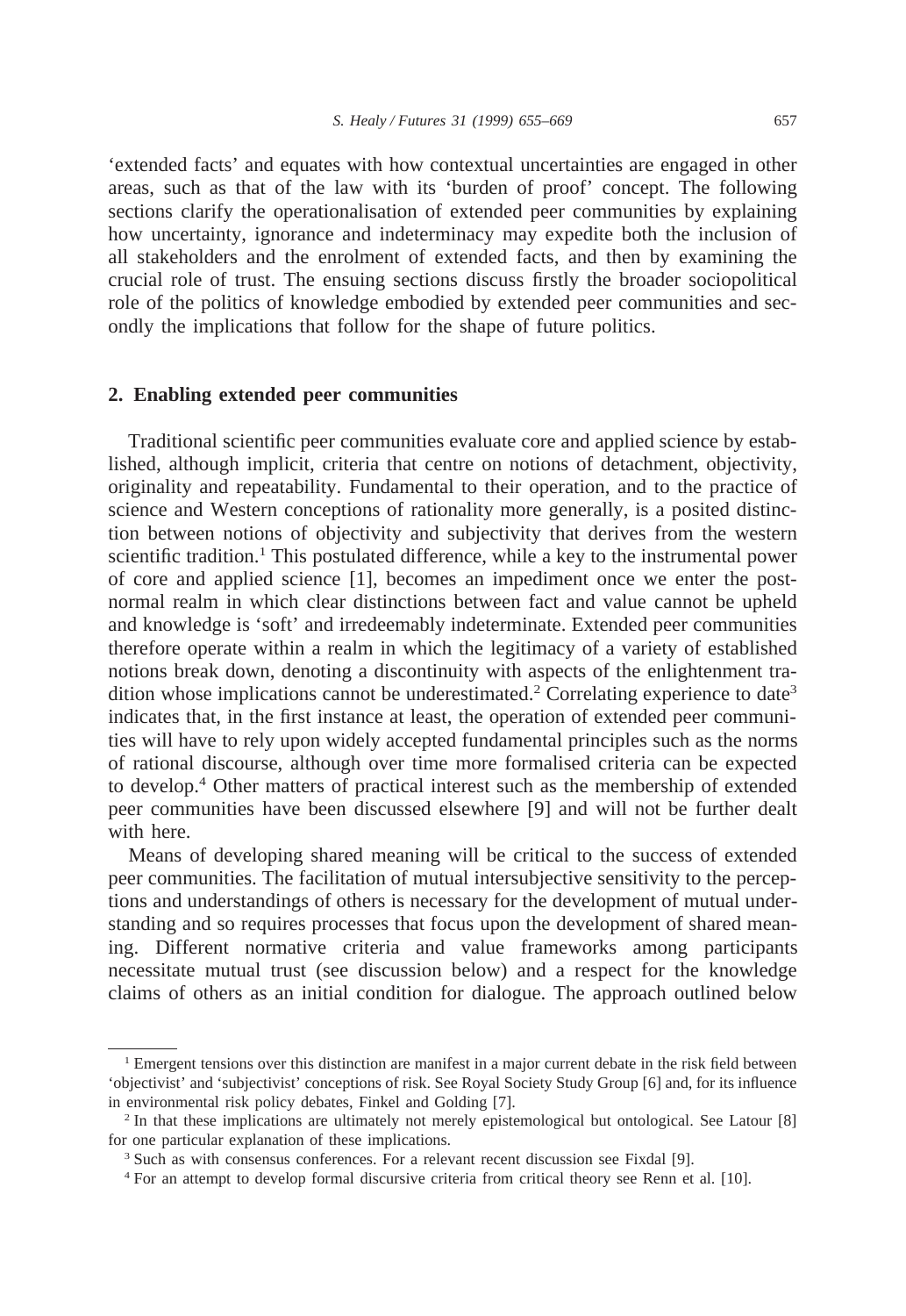'extended facts' and equates with how contextual uncertainties are engaged in other areas, such as that of the law with its 'burden of proof' concept. The following sections clarify the operationalisation of extended peer communities by explaining how uncertainty, ignorance and indeterminacy may expedite both the inclusion of all stakeholders and the enrolment of extended facts, and then by examining the crucial role of trust. The ensuing sections discuss firstly the broader sociopolitical role of the politics of knowledge embodied by extended peer communities and secondly the implications that follow for the shape of future politics.

## 2. Enabling extended peer communities

Traditional scientific peer communities evaluate core and applied science by established, although implicit, criteria that centre on notions of detachment, objectivity, originality and repeatability. Fundamental to their operation, and to the practice of science and Western conceptions of rationality more generally, is a posited distinction between notions of objectivity and subjectivity that derives from the western scientific tradition.[1] This postulated difference, while a key to the instrumental power of core and applied science [1], becomes an impediment once we enter the postnormal realm in which clear distinctions between fact and value cannot be upheld and knowledge is 'soft' and irredeemably indeterminate. Extended peer communities therefore operate within a realm in which the legitimacy of a variety of established notions break down, denoting a discontinuity with aspects of the enlightenment tradition whose implications cannot be underestimated.[2] Correlating experience to date[3] indicates that, in the first instance at least, the operation of extended peer communities will have to rely upon widely accepted fundamental principles such as the norms of rational discourse, although over time more formalised criteria can be expected to develop.[4] Other matters of practical interest such as the membership of extended peer communities have been discussed elsewhere [9] and will not be further dealt with here.

Means of developing shared meaning will be critical to the success of extended peer communities. The facilitation of mutual intersubjective sensitivity to the perceptions and understandings of others is necessary for the development of mutual understanding and so requires processes that focus upon the development of shared meaning. Different normative criteria and value frameworks among participants necessitate mutual trust (see discussion below) and a respect for the knowledge claims of others as an initial condition for dialogue. The approach outlined below

---

[1] Emergent tensions over this distinction are manifest in a major current debate in the risk field between 'objectivist' and 'subjectivist' conceptions of risk. See Royal Society Study Group [6] and, for its influence in environmental risk policy debates, Finkel and Golding [7].

[2] In that these implications are ultimately not merely epistemological but ontological. See Latour [8] for one particular explanation of these implications.

[3] Such as with consensus conferences. For a relevant recent discussion see Fixdal [9].

[4] For an attempt to develop formal discursive criteria from critical theory see Renn et al. [10].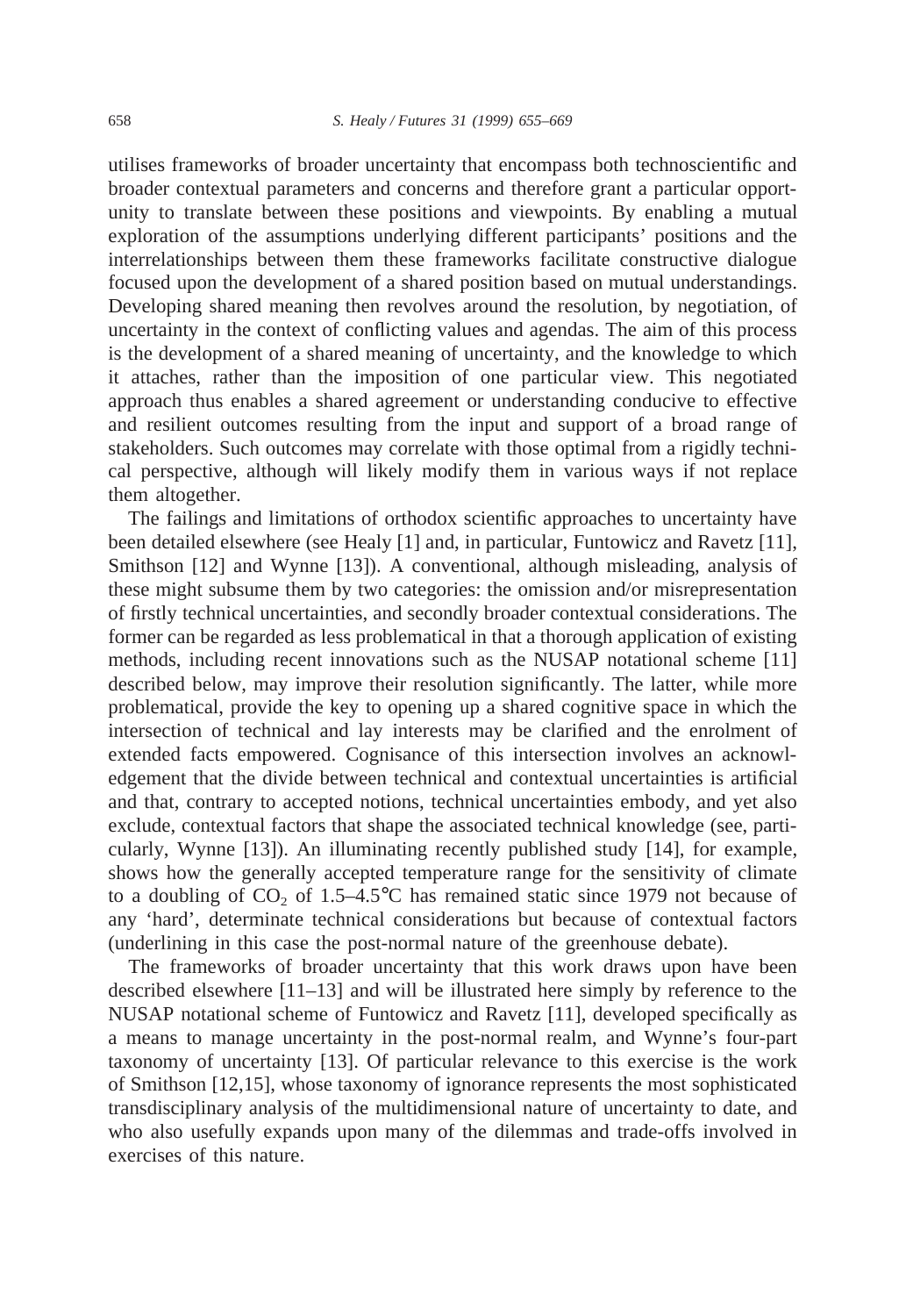utilises frameworks of broader uncertainty that encompass both technoscientific and broader contextual parameters and concerns and therefore grant a particular opportunity to translate between these positions and viewpoints. By enabling a mutual exploration of the assumptions underlying different participants' positions and the interrelationships between them these frameworks facilitate constructive dialogue focused upon the development of a shared position based on mutual understandings. Developing shared meaning then revolves around the resolution, by negotiation, of uncertainty in the context of conflicting values and agendas. The aim of this process is the development of a shared meaning of uncertainty, and the knowledge to which it attaches, rather than the imposition of one particular view. This negotiated approach thus enables a shared agreement or understanding conducive to effective and resilient outcomes resulting from the input and support of a broad range of stakeholders. Such outcomes may correlate with those optimal from a rigidly technical perspective, although will likely modify them in various ways if not replace them altogether.

The failings and limitations of orthodox scientific approaches to uncertainty have been detailed elsewhere (see Healy [1] and, in particular, Funtowicz and Ravetz [11], Smithson [12] and Wynne [13]). A conventional, although misleading, analysis of these might subsume them by two categories: the omission and/or misrepresentation of firstly technical uncertainties, and secondly broader contextual considerations. The former can be regarded as less problematical in that a thorough application of existing methods, including recent innovations such as the NUSAP notational scheme [11] described below, may improve their resolution significantly. The latter, while more problematical, provide the key to opening up a shared cognitive space in which the intersection of technical and lay interests may be clarified and the enrolment of extended facts empowered. Cognisance of this intersection involves an acknowledgement that the divide between technical and contextual uncertainties is artificial and that, contrary to accepted notions, technical uncertainties embody, and yet also exclude, contextual factors that shape the associated technical knowledge (see, particularly, Wynne [13]). An illuminating recently published study [14], for example, shows how the generally accepted temperature range for the sensitivity of climate to a doubling of $CO_2$ of 1.5–4.5°C has remained static since 1979 not because of any 'hard', determinate technical considerations but because of contextual factors (underlining in this case the post-normal nature of the greenhouse debate).

The frameworks of broader uncertainty that this work draws upon have been described elsewhere [11–13] and will be illustrated here simply by reference to the NUSAP notational scheme of Funtowicz and Ravetz [11], developed specifically as a means to manage uncertainty in the post-normal realm, and Wynne's four-part taxonomy of uncertainty [13]. Of particular relevance to this exercise is the work of Smithson [12,15], whose taxonomy of ignorance represents the most sophisticated transdisciplinary analysis of the multidimensional nature of uncertainty to date, and who also usefully expands upon many of the dilemmas and trade-offs involved in exercises of this nature.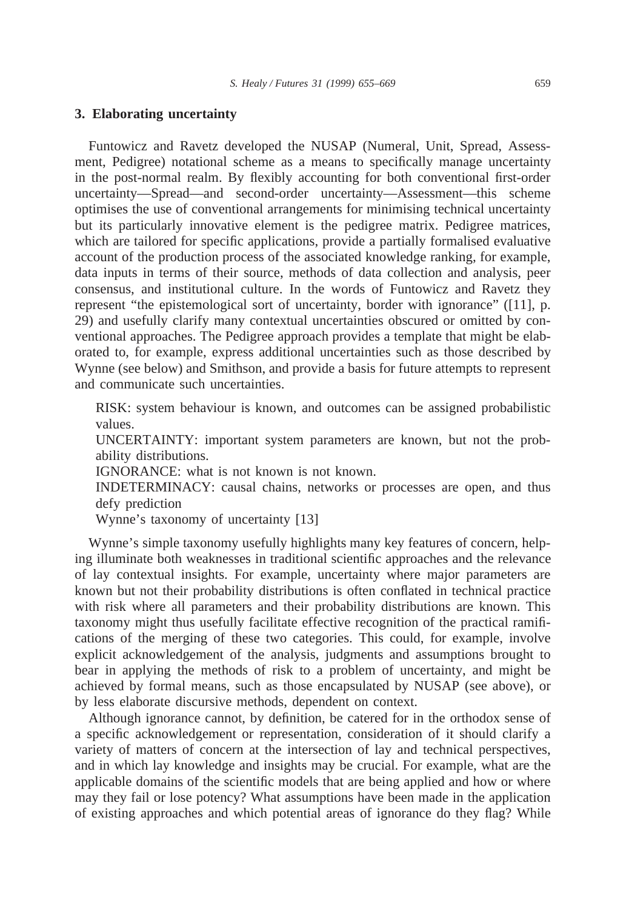## 3. Elaborating uncertainty

Funtowicz and Ravetz developed the NUSAP (Numeral, Unit, Spread, Assessment, Pedigree) notational scheme as a means to specifically manage uncertainty in the post-normal realm. By flexibly accounting for both conventional first-order uncertainty—Spread—and second-order uncertainty—Assessment—this scheme optimises the use of conventional arrangements for minimising technical uncertainty but its particularly innovative element is the pedigree matrix. Pedigree matrices, which are tailored for specific applications, provide a partially formalised evaluative account of the production process of the associated knowledge ranking, for example, data inputs in terms of their source, methods of data collection and analysis, peer consensus, and institutional culture. In the words of Funtowicz and Ravetz they represent "the epistemological sort of uncertainty, border with ignorance" ([11], p. 29) and usefully clarify many contextual uncertainties obscured or omitted by conventional approaches. The Pedigree approach provides a template that might be elaborated to, for example, express additional uncertainties such as those described by Wynne (see below) and Smithson, and provide a basis for future attempts to represent and communicate such uncertainties.

> RISK: system behaviour is known, and outcomes can be assigned probabilistic values.
>
> UNCERTAINTY: important system parameters are known, but not the probability distributions.
>
> IGNORANCE: what is not known is not known.
>
> INDETERMINACY: causal chains, networks or processes are open, and thus defy prediction
>
> Wynne's taxonomy of uncertainty [13]

Wynne's simple taxonomy usefully highlights many key features of concern, helping illuminate both weaknesses in traditional scientific approaches and the relevance of lay contextual insights. For example, uncertainty where major parameters are known but not their probability distributions is often conflated in technical practice with risk where all parameters and their probability distributions are known. This taxonomy might thus usefully facilitate effective recognition of the practical ramifications of the merging of these two categories. This could, for example, involve explicit acknowledgement of the analysis, judgments and assumptions brought to bear in applying the methods of risk to a problem of uncertainty, and might be achieved by formal means, such as those encapsulated by NUSAP (see above), or by less elaborate discursive methods, dependent on context.

Although ignorance cannot, by definition, be catered for in the orthodox sense of a specific acknowledgement or representation, consideration of it should clarify a variety of matters of concern at the intersection of lay and technical perspectives, and in which lay knowledge and insights may be crucial. For example, what are the applicable domains of the scientific models that are being applied and how or where may they fail or lose potency? What assumptions have been made in the application of existing approaches and which potential areas of ignorance do they flag? While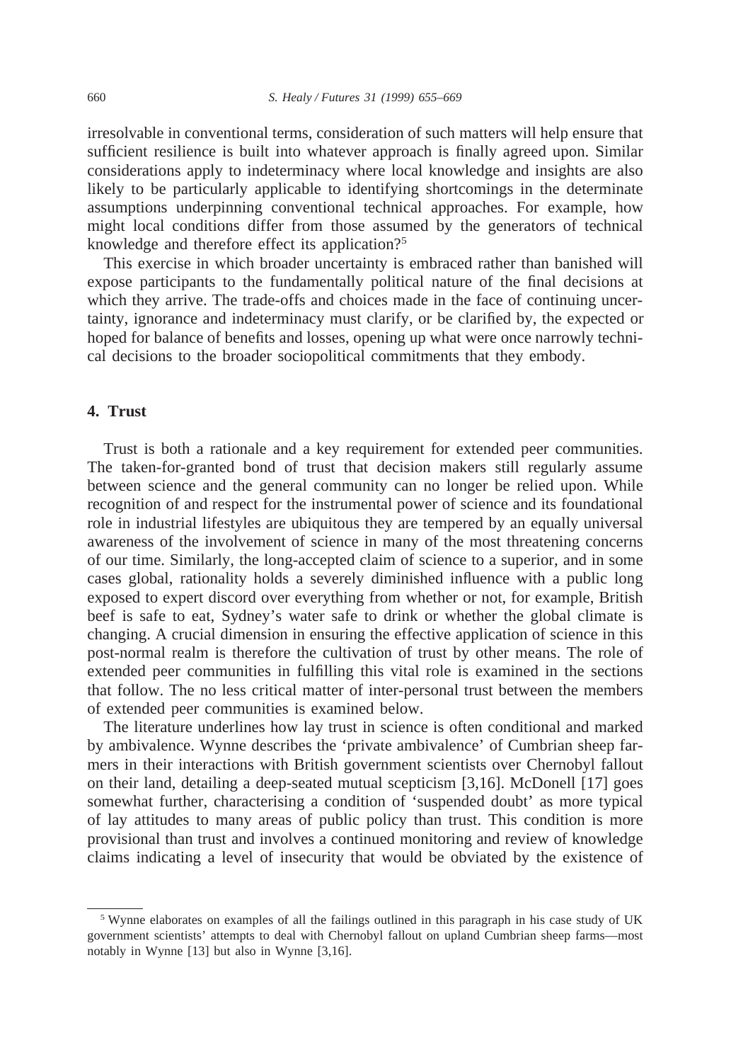irresolvable in conventional terms, consideration of such matters will help ensure that sufficient resilience is built into whatever approach is finally agreed upon. Similar considerations apply to indeterminacy where local knowledge and insights are also likely to be particularly applicable to identifying shortcomings in the determinate assumptions underpinning conventional technical approaches. For example, how might local conditions differ from those assumed by the generators of technical knowledge and therefore effect its application?[5]

This exercise in which broader uncertainty is embraced rather than banished will expose participants to the fundamentally political nature of the final decisions at which they arrive. The trade-offs and choices made in the face of continuing uncertainty, ignorance and indeterminacy must clarify, or be clarified by, the expected or hoped for balance of benefits and losses, opening up what were once narrowly technical decisions to the broader sociopolitical commitments that they embody.

## 4. Trust

Trust is both a rationale and a key requirement for extended peer communities. The taken-for-granted bond of trust that decision makers still regularly assume between science and the general community can no longer be relied upon. While recognition of and respect for the instrumental power of science and its foundational role in industrial lifestyles are ubiquitous they are tempered by an equally universal awareness of the involvement of science in many of the most threatening concerns of our time. Similarly, the long-accepted claim of science to a superior, and in some cases global, rationality holds a severely diminished influence with a public long exposed to expert discord over everything from whether or not, for example, British beef is safe to eat, Sydney's water safe to drink or whether the global climate is changing. A crucial dimension in ensuring the effective application of science in this post-normal realm is therefore the cultivation of trust by other means. The role of extended peer communities in fulfilling this vital role is examined in the sections that follow. The no less critical matter of inter-personal trust between the members of extended peer communities is examined below.

The literature underlines how lay trust in science is often conditional and marked by ambivalence. Wynne describes the 'private ambivalence' of Cumbrian sheep farmers in their interactions with British government scientists over Chernobyl fallout on their land, detailing a deep-seated mutual scepticism [3,16]. McDonell [17] goes somewhat further, characterising a condition of 'suspended doubt' as more typical of lay attitudes to many areas of public policy than trust. This condition is more provisional than trust and involves a continued monitoring and review of knowledge claims indicating a level of insecurity that would be obviated by the existence of

---

[5] Wynne elaborates on examples of all the failings outlined in this paragraph in his case study of UK government scientists' attempts to deal with Chernobyl fallout on upland Cumbrian sheep farms—most notably in Wynne [13] but also in Wynne [3,16].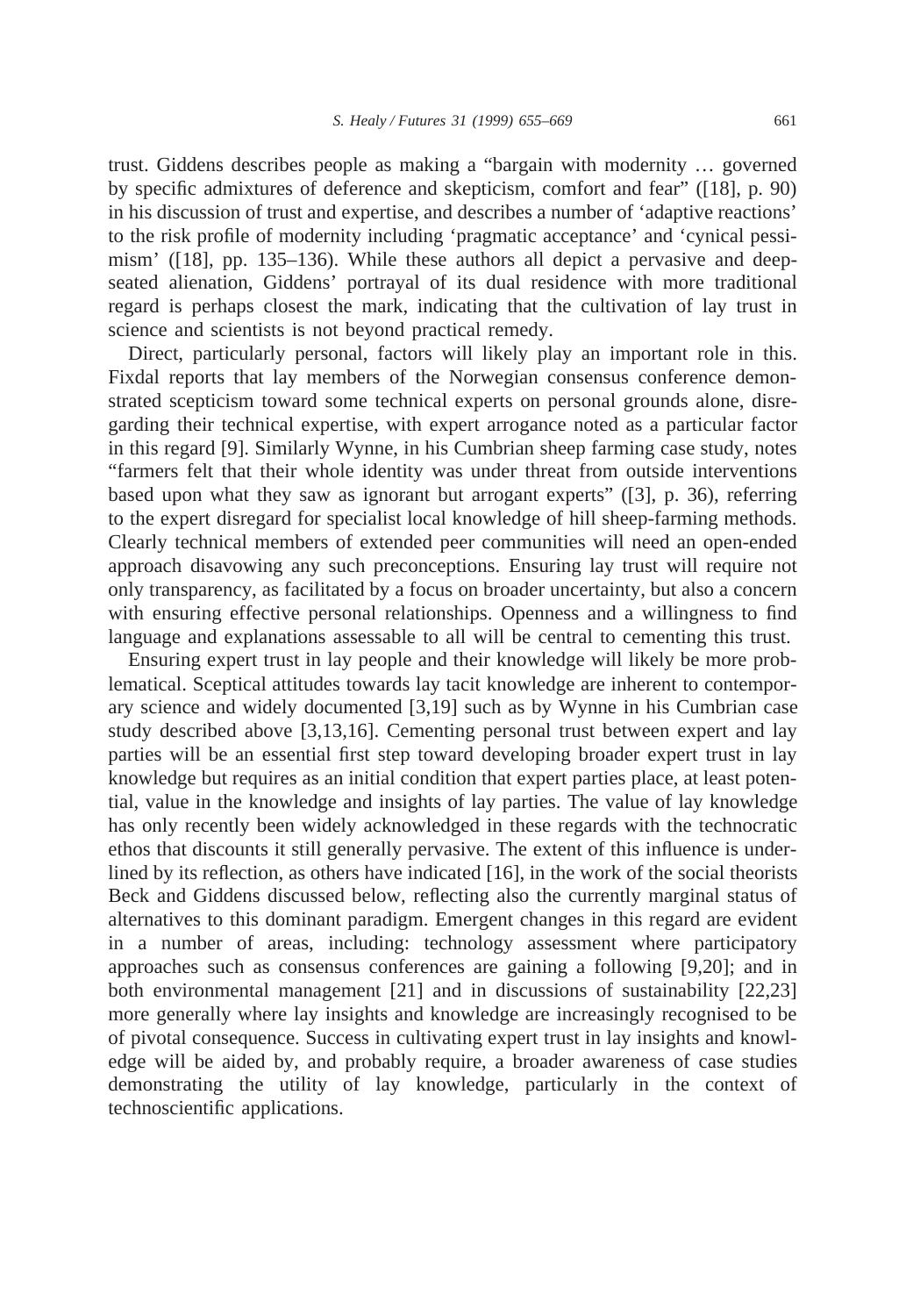trust. Giddens describes people as making a "bargain with modernity … governed by specific admixtures of deference and skepticism, comfort and fear" ([18], p. 90) in his discussion of trust and expertise, and describes a number of 'adaptive reactions' to the risk profile of modernity including 'pragmatic acceptance' and 'cynical pessimism' ([18], pp. 135–136). While these authors all depict a pervasive and deep-seated alienation, Giddens' portrayal of its dual residence with more traditional regard is perhaps closest the mark, indicating that the cultivation of lay trust in science and scientists is not beyond practical remedy.

Direct, particularly personal, factors will likely play an important role in this. Fixdal reports that lay members of the Norwegian consensus conference demonstrated scepticism toward some technical experts on personal grounds alone, disregarding their technical expertise, with expert arrogance noted as a particular factor in this regard [9]. Similarly Wynne, in his Cumbrian sheep farming case study, notes "farmers felt that their whole identity was under threat from outside interventions based upon what they saw as ignorant but arrogant experts" ([3], p. 36), referring to the expert disregard for specialist local knowledge of hill sheep-farming methods. Clearly technical members of extended peer communities will need an open-ended approach disavowing any such preconceptions. Ensuring lay trust will require not only transparency, as facilitated by a focus on broader uncertainty, but also a concern with ensuring effective personal relationships. Openness and a willingness to find language and explanations assessable to all will be central to cementing this trust.

Ensuring expert trust in lay people and their knowledge will likely be more problematical. Sceptical attitudes towards lay tacit knowledge are inherent to contemporary science and widely documented [3,19] such as by Wynne in his Cumbrian case study described above [3,13,16]. Cementing personal trust between expert and lay parties will be an essential first step toward developing broader expert trust in lay knowledge but requires as an initial condition that expert parties place, at least potential, value in the knowledge and insights of lay parties. The value of lay knowledge has only recently been widely acknowledged in these regards with the technocratic ethos that discounts it still generally pervasive. The extent of this influence is underlined by its reflection, as others have indicated [16], in the work of the social theorists Beck and Giddens discussed below, reflecting also the currently marginal status of alternatives to this dominant paradigm. Emergent changes in this regard are evident in a number of areas, including: technology assessment where participatory approaches such as consensus conferences are gaining a following [9,20]; and in both environmental management [21] and in discussions of sustainability [22,23] more generally where lay insights and knowledge are increasingly recognised to be of pivotal consequence. Success in cultivating expert trust in lay insights and knowledge will be aided by, and probably require, a broader awareness of case studies demonstrating the utility of lay knowledge, particularly in the context of technoscientific applications.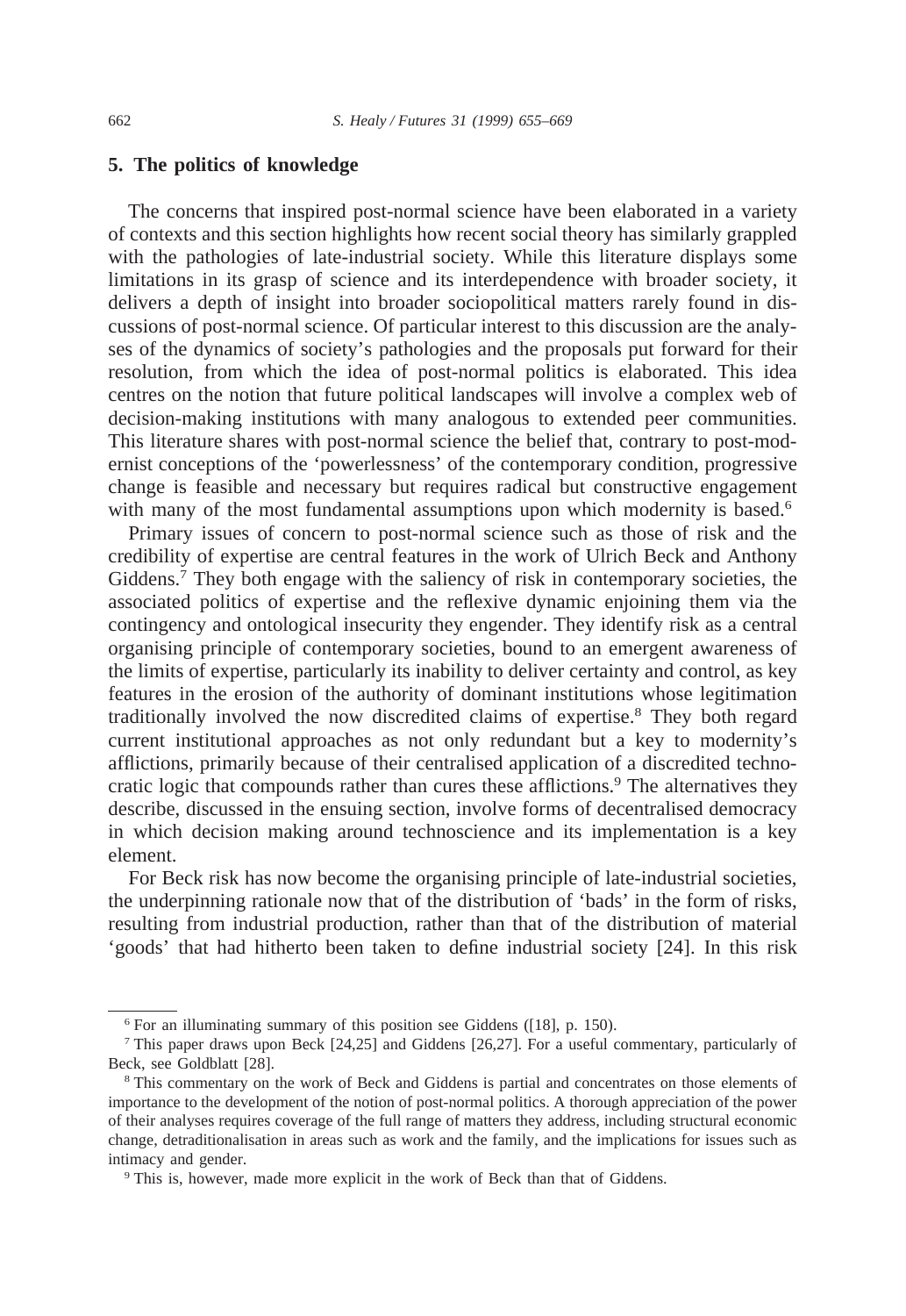## 5. The politics of knowledge

The concerns that inspired post-normal science have been elaborated in a variety of contexts and this section highlights how recent social theory has similarly grappled with the pathologies of late-industrial society. While this literature displays some limitations in its grasp of science and its interdependence with broader society, it delivers a depth of insight into broader sociopolitical matters rarely found in discussions of post-normal science. Of particular interest to this discussion are the analyses of the dynamics of society's pathologies and the proposals put forward for their resolution, from which the idea of post-normal politics is elaborated. This idea centres on the notion that future political landscapes will involve a complex web of decision-making institutions with many analogous to extended peer communities. This literature shares with post-normal science the belief that, contrary to post-modernist conceptions of the 'powerlessness' of the contemporary condition, progressive change is feasible and necessary but requires radical but constructive engagement with many of the most fundamental assumptions upon which modernity is based.[6]

Primary issues of concern to post-normal science such as those of risk and the credibility of expertise are central features in the work of Ulrich Beck and Anthony Giddens.[7] They both engage with the saliency of risk in contemporary societies, the associated politics of expertise and the reflexive dynamic enjoining them via the contingency and ontological insecurity they engender. They identify risk as a central organising principle of contemporary societies, bound to an emergent awareness of the limits of expertise, particularly its inability to deliver certainty and control, as key features in the erosion of the authority of dominant institutions whose legitimation traditionally involved the now discredited claims of expertise.[8] They both regard current institutional approaches as not only redundant but a key to modernity's afflictions, primarily because of their centralised application of a discredited technocratic logic that compounds rather than cures these afflictions.[9] The alternatives they describe, discussed in the ensuing section, involve forms of decentralised democracy in which decision making around technoscience and its implementation is a key element.

For Beck risk has now become the organising principle of late-industrial societies, the underpinning rationale now that of the distribution of 'bads' in the form of risks, resulting from industrial production, rather than that of the distribution of material 'goods' that had hitherto been taken to define industrial society [24]. In this risk

---

[6] For an illuminating summary of this position see Giddens ([18], p. 150).

[7] This paper draws upon Beck [24,25] and Giddens [26,27]. For a useful commentary, particularly of Beck, see Goldblatt [28].

[8] This commentary on the work of Beck and Giddens is partial and concentrates on those elements of importance to the development of the notion of post-normal politics. A thorough appreciation of the power of their analyses requires coverage of the full range of matters they address, including structural economic change, detraditionalisation in areas such as work and the family, and the implications for issues such as intimacy and gender.

[9] This is, however, made more explicit in the work of Beck than that of Giddens.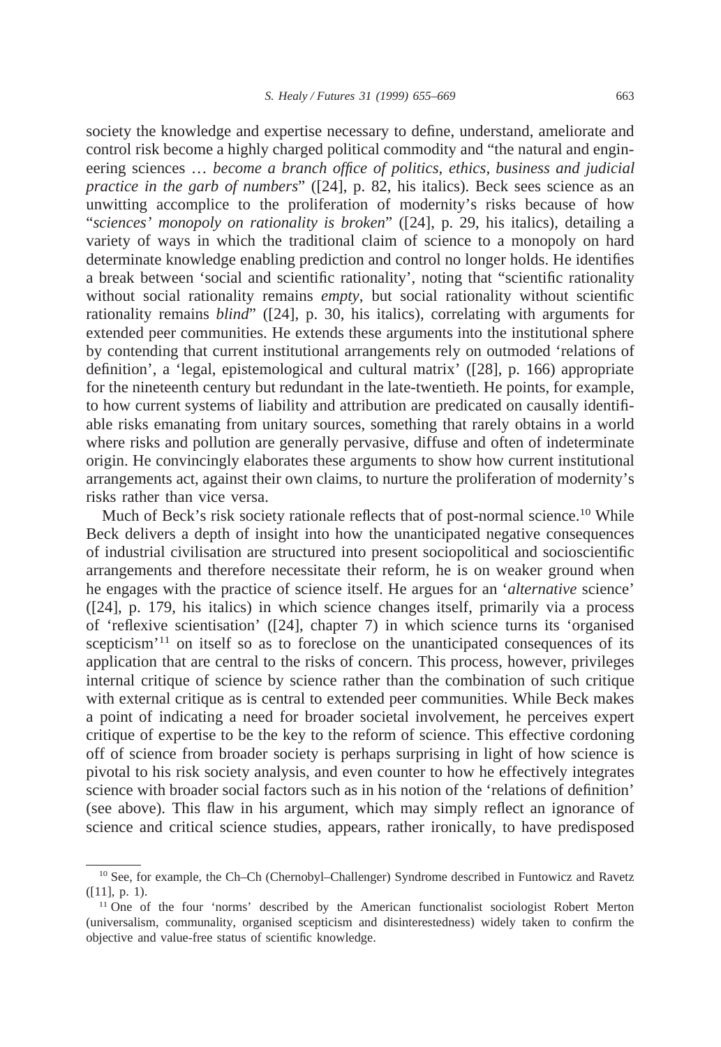society the knowledge and expertise necessary to define, understand, ameliorate and control risk become a highly charged political commodity and "the natural and engineering sciences … *become a branch office of politics, ethics, business and judicial practice in the garb of numbers*" ([24], p. 82, his italics). Beck sees science as an unwitting accomplice to the proliferation of modernity's risks because of how "*sciences' monopoly on rationality is broken*" ([24], p. 29, his italics), detailing a variety of ways in which the traditional claim of science to a monopoly on hard determinate knowledge enabling prediction and control no longer holds. He identifies a break between 'social and scientific rationality', noting that "scientific rationality without social rationality remains *empty*, but social rationality without scientific rationality remains *blind*" ([24], p. 30, his italics), correlating with arguments for extended peer communities. He extends these arguments into the institutional sphere by contending that current institutional arrangements rely on outmoded 'relations of definition', a 'legal, epistemological and cultural matrix' ([28], p. 166) appropriate for the nineteenth century but redundant in the late-twentieth. He points, for example, to how current systems of liability and attribution are predicated on causally identifiable risks emanating from unitary sources, something that rarely obtains in a world where risks and pollution are generally pervasive, diffuse and often of indeterminate origin. He convincingly elaborates these arguments to show how current institutional arrangements act, against their own claims, to nurture the proliferation of modernity's risks rather than vice versa.

Much of Beck's risk society rationale reflects that of post-normal science.[10] While Beck delivers a depth of insight into how the unanticipated negative consequences of industrial civilisation are structured into present sociopolitical and socioscientific arrangements and therefore necessitate their reform, he is on weaker ground when he engages with the practice of science itself. He argues for an '*alternative* science' ([24], p. 179, his italics) in which science changes itself, primarily via a process of 'reflexive scientisation' ([24], chapter 7) in which science turns its 'organised scepticism'[11] on itself so as to foreclose on the unanticipated consequences of its application that are central to the risks of concern. This process, however, privileges internal critique of science by science rather than the combination of such critique with external critique as is central to extended peer communities. While Beck makes a point of indicating a need for broader societal involvement, he perceives expert critique of expertise to be the key to the reform of science. This effective cordoning off of science from broader society is perhaps surprising in light of how science is pivotal to his risk society analysis, and even counter to how he effectively integrates science with broader social factors such as in his notion of the 'relations of definition' (see above). This flaw in his argument, which may simply reflect an ignorance of science and critical science studies, appears, rather ironically, to have predisposed

---

[10] See, for example, the Ch–Ch (Chernobyl–Challenger) Syndrome described in Funtowicz and Ravetz ([11], p. 1).

[11] One of the four 'norms' described by the American functionalist sociologist Robert Merton (universalism, communality, organised scepticism and disinterestedness) widely taken to confirm the objective and value-free status of scientific knowledge.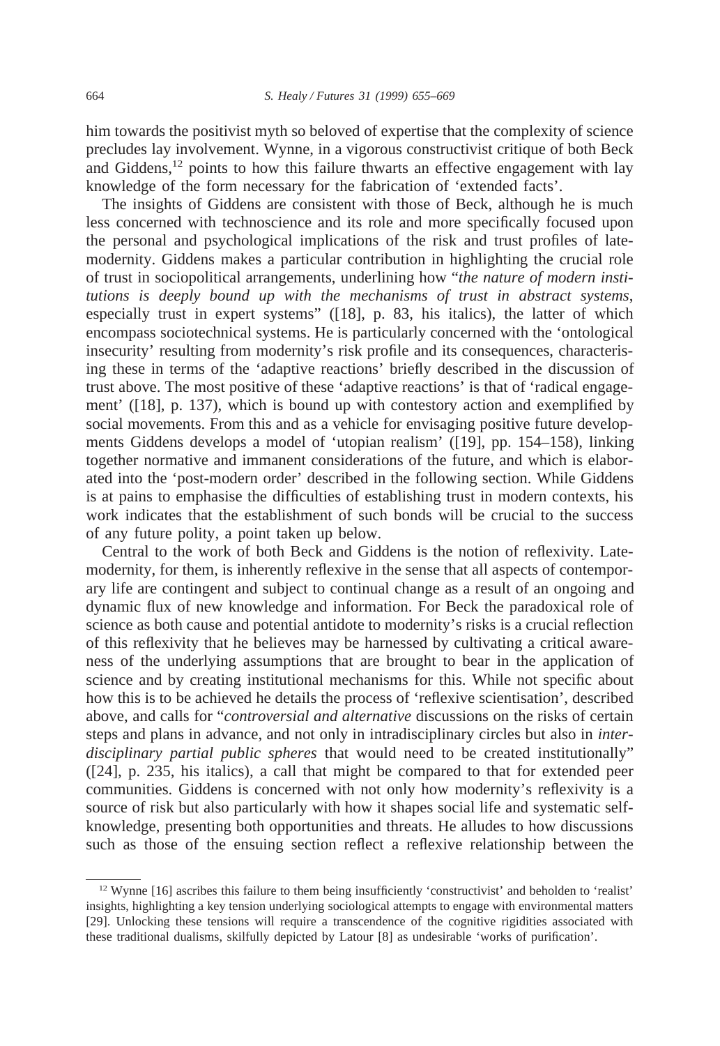him towards the positivist myth so beloved of expertise that the complexity of science precludes lay involvement. Wynne, in a vigorous constructivist critique of both Beck and Giddens,[12] points to how this failure thwarts an effective engagement with lay knowledge of the form necessary for the fabrication of 'extended facts'.

The insights of Giddens are consistent with those of Beck, although he is much less concerned with technoscience and its role and more specifically focused upon the personal and psychological implications of the risk and trust profiles of late-modernity. Giddens makes a particular contribution in highlighting the crucial role of trust in sociopolitical arrangements, underlining how "*the nature of modern institutions is deeply bound up with the mechanisms of trust in abstract systems*, especially trust in expert systems" ([18], p. 83, his italics), the latter of which encompass sociotechnical systems. He is particularly concerned with the 'ontological insecurity' resulting from modernity's risk profile and its consequences, characterising these in terms of the 'adaptive reactions' briefly described in the discussion of trust above. The most positive of these 'adaptive reactions' is that of 'radical engagement' ([18], p. 137), which is bound up with contestory action and exemplified by social movements. From this and as a vehicle for envisaging positive future developments Giddens develops a model of 'utopian realism' ([19], pp. 154–158), linking together normative and immanent considerations of the future, and which is elaborated into the 'post-modern order' described in the following section. While Giddens is at pains to emphasise the difficulties of establishing trust in modern contexts, his work indicates that the establishment of such bonds will be crucial to the success of any future polity, a point taken up below.

Central to the work of both Beck and Giddens is the notion of reflexivity. Late-modernity, for them, is inherently reflexive in the sense that all aspects of contemporary life are contingent and subject to continual change as a result of an ongoing and dynamic flux of new knowledge and information. For Beck the paradoxical role of science as both cause and potential antidote to modernity's risks is a crucial reflection of this reflexivity that he believes may be harnessed by cultivating a critical awareness of the underlying assumptions that are brought to bear in the application of science and by creating institutional mechanisms for this. While not specific about how this is to be achieved he details the process of 'reflexive scientisation', described above, and calls for "*controversial and alternative* discussions on the risks of certain steps and plans in advance, and not only in intradisciplinary circles but also in *interdisciplinary partial public spheres* that would need to be created institutionally" ([24], p. 235, his italics), a call that might be compared to that for extended peer communities. Giddens is concerned with not only how modernity's reflexivity is a source of risk but also particularly with how it shapes social life and systematic self-knowledge, presenting both opportunities and threats. He alludes to how discussions such as those of the ensuing section reflect a reflexive relationship between the

[12] Wynne [16] ascribes this failure to them being insufficiently 'constructivist' and beholden to 'realist' insights, highlighting a key tension underlying sociological attempts to engage with environmental matters [29]. Unlocking these tensions will require a transcendence of the cognitive rigidities associated with these traditional dualisms, skilfully depicted by Latour [8] as undesirable 'works of purification'.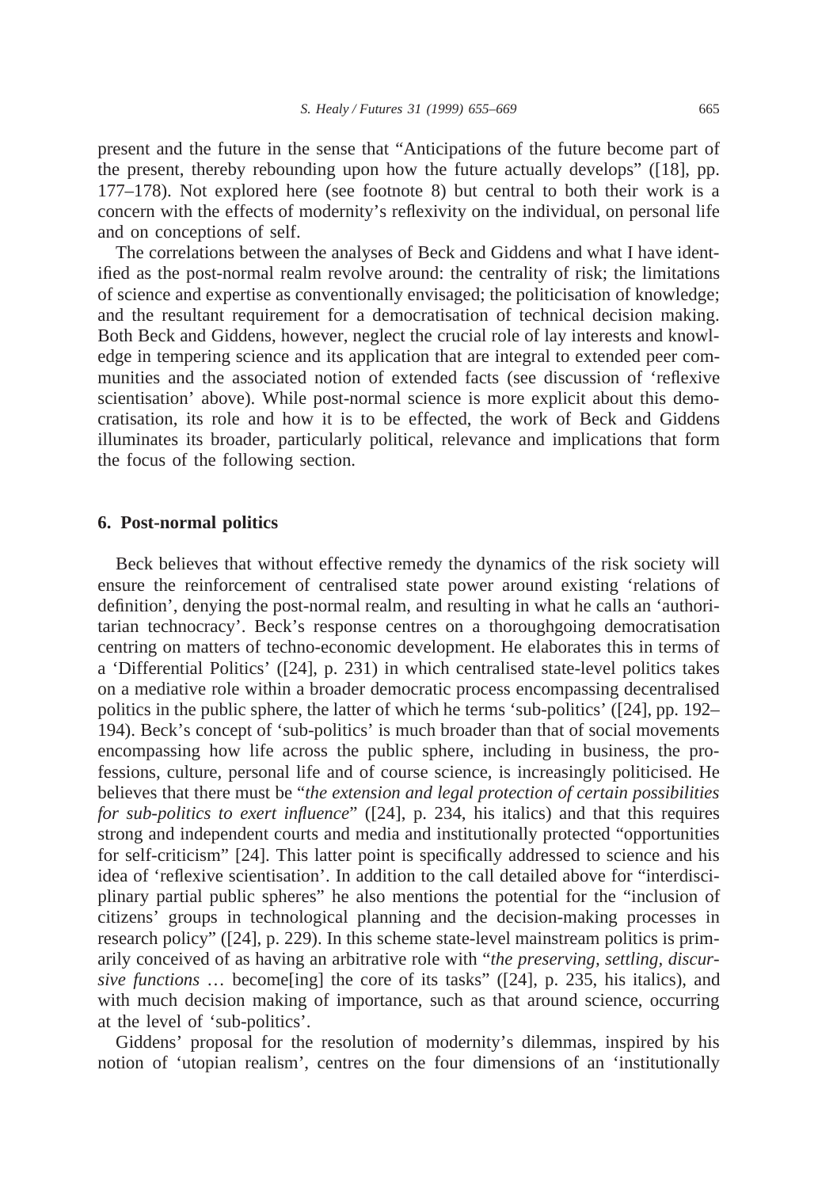present and the future in the sense that "Anticipations of the future become part of the present, thereby rebounding upon how the future actually develops" ([18], pp. 177–178). Not explored here (see footnote 8) but central to both their work is a concern with the effects of modernity's reflexivity on the individual, on personal life and on conceptions of self.

The correlations between the analyses of Beck and Giddens and what I have identified as the post-normal realm revolve around: the centrality of risk; the limitations of science and expertise as conventionally envisaged; the politicisation of knowledge; and the resultant requirement for a democratisation of technical decision making. Both Beck and Giddens, however, neglect the crucial role of lay interests and knowledge in tempering science and its application that are integral to extended peer communities and the associated notion of extended facts (see discussion of 'reflexive scientisation' above). While post-normal science is more explicit about this democratisation, its role and how it is to be effected, the work of Beck and Giddens illuminates its broader, particularly political, relevance and implications that form the focus of the following section.

## 6. Post-normal politics

Beck believes that without effective remedy the dynamics of the risk society will ensure the reinforcement of centralised state power around existing 'relations of definition', denying the post-normal realm, and resulting in what he calls an 'authoritarian technocracy'. Beck's response centres on a thoroughgoing democratisation centring on matters of techno-economic development. He elaborates this in terms of a 'Differential Politics' ([24], p. 231) in which centralised state-level politics takes on a mediative role within a broader democratic process encompassing decentralised politics in the public sphere, the latter of which he terms 'sub-politics' ([24], pp. 192–194). Beck's concept of 'sub-politics' is much broader than that of social movements encompassing how life across the public sphere, including in business, the professions, culture, personal life and of course science, is increasingly politicised. He believes that there must be "*the extension and legal protection of certain possibilities for sub-politics to exert influence*" ([24], p. 234, his italics) and that this requires strong and independent courts and media and institutionally protected "opportunities for self-criticism" [24]. This latter point is specifically addressed to science and his idea of 'reflexive scientisation'. In addition to the call detailed above for "interdisciplinary partial public spheres" he also mentions the potential for the "inclusion of citizens' groups in technological planning and the decision-making processes in research policy" ([24], p. 229). In this scheme state-level mainstream politics is primarily conceived of as having an arbitrative role with "*the preserving, settling, discursive functions* … become[ing] the core of its tasks" ([24], p. 235, his italics), and with much decision making of importance, such as that around science, occurring at the level of 'sub-politics'.

Giddens' proposal for the resolution of modernity's dilemmas, inspired by his notion of 'utopian realism', centres on the four dimensions of an 'institutionally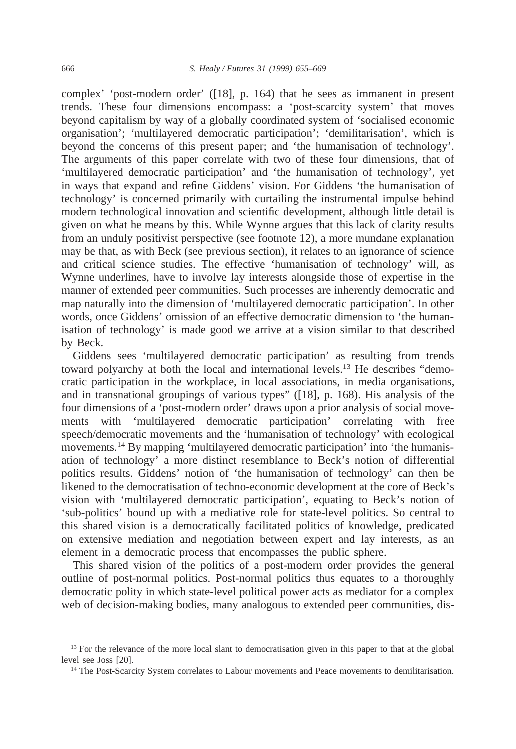complex' 'post-modern order' ([18], p. 164) that he sees as immanent in present trends. These four dimensions encompass: a 'post-scarcity system' that moves beyond capitalism by way of a globally coordinated system of 'socialised economic organisation'; 'multilayered democratic participation'; 'demilitarisation', which is beyond the concerns of this present paper; and 'the humanisation of technology'. The arguments of this paper correlate with two of these four dimensions, that of 'multilayered democratic participation' and 'the humanisation of technology', yet in ways that expand and refine Giddens' vision. For Giddens 'the humanisation of technology' is concerned primarily with curtailing the instrumental impulse behind modern technological innovation and scientific development, although little detail is given on what he means by this. While Wynne argues that this lack of clarity results from an unduly positivist perspective (see footnote 12), a more mundane explanation may be that, as with Beck (see previous section), it relates to an ignorance of science and critical science studies. The effective 'humanisation of technology' will, as Wynne underlines, have to involve lay interests alongside those of expertise in the manner of extended peer communities. Such processes are inherently democratic and map naturally into the dimension of 'multilayered democratic participation'. In other words, once Giddens' omission of an effective democratic dimension to 'the humanisation of technology' is made good we arrive at a vision similar to that described by Beck.

Giddens sees 'multilayered democratic participation' as resulting from trends toward polyarchy at both the local and international levels.[13] He describes "democratic participation in the workplace, in local associations, in media organisations, and in transnational groupings of various types" ([18], p. 168). His analysis of the four dimensions of a 'post-modern order' draws upon a prior analysis of social movements with 'multilayered democratic participation' correlating with free speech/democratic movements and the 'humanisation of technology' with ecological movements.[14] By mapping 'multilayered democratic participation' into 'the humanisation of technology' a more distinct resemblance to Beck's notion of differential politics results. Giddens' notion of 'the humanisation of technology' can then be likened to the democratisation of techno-economic development at the core of Beck's vision with 'multilayered democratic participation', equating to Beck's notion of 'sub-politics' bound up with a mediative role for state-level politics. So central to this shared vision is a democratically facilitated politics of knowledge, predicated on extensive mediation and negotiation between expert and lay interests, as an element in a democratic process that encompasses the public sphere.

This shared vision of the politics of a post-modern order provides the general outline of post-normal politics. Post-normal politics thus equates to a thoroughly democratic polity in which state-level political power acts as mediator for a complex web of decision-making bodies, many analogous to extended peer communities, dis-

[13] For the relevance of the more local slant to democratisation given in this paper to that at the global level see Joss [20].

[14] The Post-Scarcity System correlates to Labour movements and Peace movements to demilitarisation.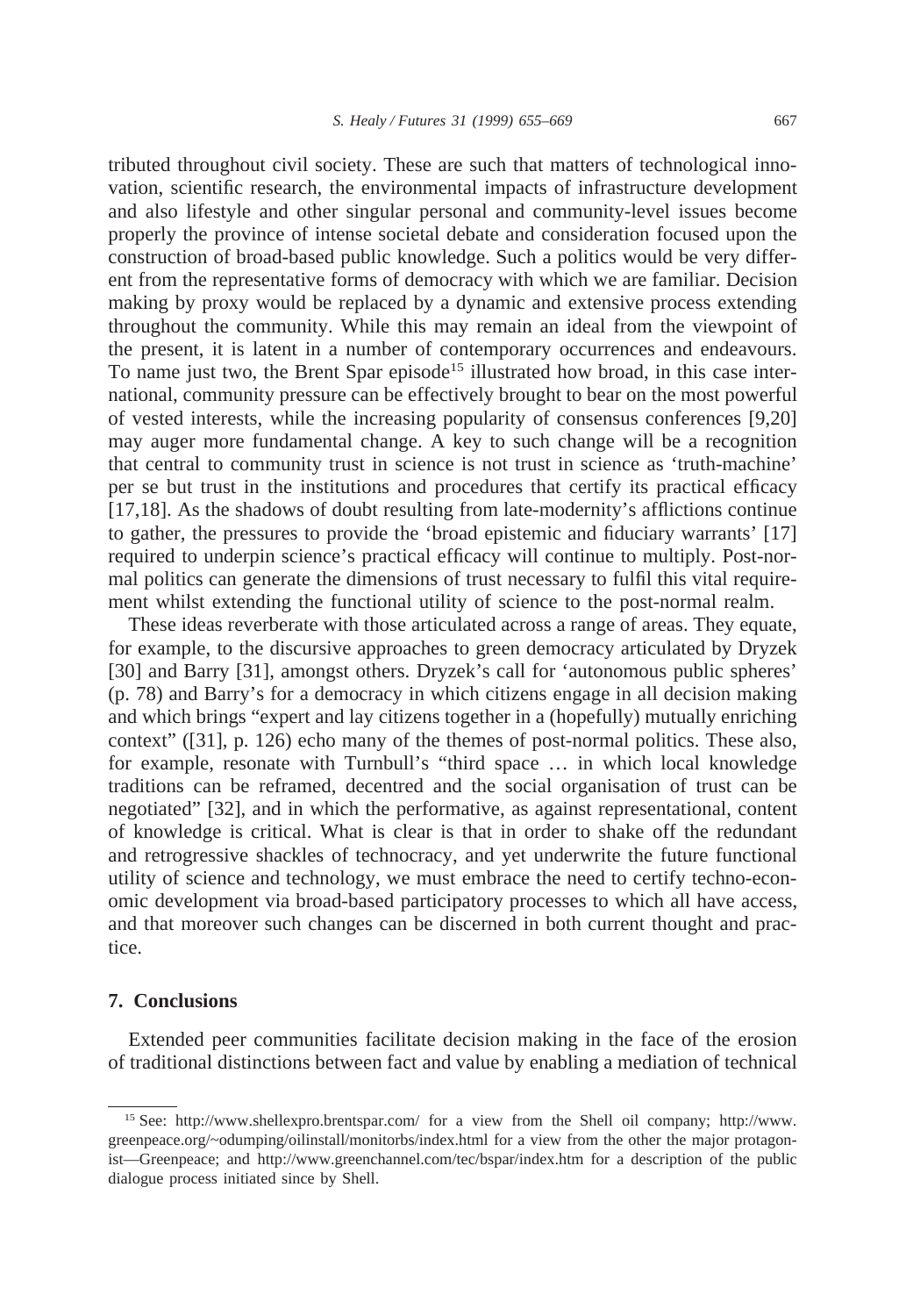tributed throughout civil society. These are such that matters of technological innovation, scientific research, the environmental impacts of infrastructure development and also lifestyle and other singular personal and community-level issues become properly the province of intense societal debate and consideration focused upon the construction of broad-based public knowledge. Such a politics would be very different from the representative forms of democracy with which we are familiar. Decision making by proxy would be replaced by a dynamic and extensive process extending throughout the community. While this may remain an ideal from the viewpoint of the present, it is latent in a number of contemporary occurrences and endeavours. To name just two, the Brent Spar episode[15] illustrated how broad, in this case international, community pressure can be effectively brought to bear on the most powerful of vested interests, while the increasing popularity of consensus conferences [9,20] may auger more fundamental change. A key to such change will be a recognition that central to community trust in science is not trust in science as 'truth-machine' per se but trust in the institutions and procedures that certify its practical efficacy [17,18]. As the shadows of doubt resulting from late-modernity's afflictions continue to gather, the pressures to provide the 'broad epistemic and fiduciary warrants' [17] required to underpin science's practical efficacy will continue to multiply. Post-normal politics can generate the dimensions of trust necessary to fulfil this vital requirement whilst extending the functional utility of science to the post-normal realm.

These ideas reverberate with those articulated across a range of areas. They equate, for example, to the discursive approaches to green democracy articulated by Dryzek [30] and Barry [31], amongst others. Dryzek's call for 'autonomous public spheres' (p. 78) and Barry's for a democracy in which citizens engage in all decision making and which brings "expert and lay citizens together in a (hopefully) mutually enriching context" ([31], p. 126) echo many of the themes of post-normal politics. These also, for example, resonate with Turnbull's "third space … in which local knowledge traditions can be reframed, decentred and the social organisation of trust can be negotiated" [32], and in which the performative, as against representational, content of knowledge is critical. What is clear is that in order to shake off the redundant and retrogressive shackles of technocracy, and yet underwrite the future functional utility of science and technology, we must embrace the need to certify techno-economic development via broad-based participatory processes to which all have access, and that moreover such changes can be discerned in both current thought and practice.

## 7. Conclusions

Extended peer communities facilitate decision making in the face of the erosion of traditional distinctions between fact and value by enabling a mediation of technical

---

[15] See: http://www.shellexpro.brentspar.com/ for a view from the Shell oil company; http://www.greenpeace.org/~odumping/oilinstall/monitorbs/index.html for a view from the other the major protagonist—Greenpeace; and http://www.greenchannel.com/tec/bspar/index.htm for a description of the public dialogue process initiated since by Shell.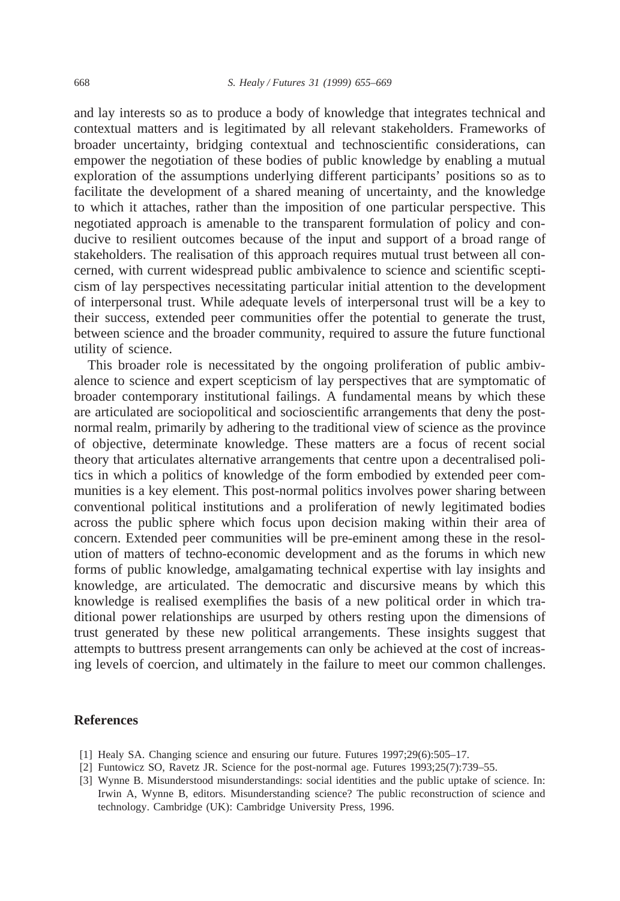and lay interests so as to produce a body of knowledge that integrates technical and contextual matters and is legitimated by all relevant stakeholders. Frameworks of broader uncertainty, bridging contextual and technoscientific considerations, can empower the negotiation of these bodies of public knowledge by enabling a mutual exploration of the assumptions underlying different participants' positions so as to facilitate the development of a shared meaning of uncertainty, and the knowledge to which it attaches, rather than the imposition of one particular perspective. This negotiated approach is amenable to the transparent formulation of policy and conducive to resilient outcomes because of the input and support of a broad range of stakeholders. The realisation of this approach requires mutual trust between all concerned, with current widespread public ambivalence to science and scientific scepticism of lay perspectives necessitating particular initial attention to the development of interpersonal trust. While adequate levels of interpersonal trust will be a key to their success, extended peer communities offer the potential to generate the trust, between science and the broader community, required to assure the future functional utility of science.

This broader role is necessitated by the ongoing proliferation of public ambivalence to science and expert scepticism of lay perspectives that are symptomatic of broader contemporary institutional failings. A fundamental means by which these are articulated are sociopolitical and socioscientific arrangements that deny the post-normal realm, primarily by adhering to the traditional view of science as the province of objective, determinate knowledge. These matters are a focus of recent social theory that articulates alternative arrangements that centre upon a decentralised politics in which a politics of knowledge of the form embodied by extended peer communities is a key element. This post-normal politics involves power sharing between conventional political institutions and a proliferation of newly legitimated bodies across the public sphere which focus upon decision making within their area of concern. Extended peer communities will be pre-eminent among these in the resolution of matters of techno-economic development and as the forums in which new forms of public knowledge, amalgamating technical expertise with lay insights and knowledge, are articulated. The democratic and discursive means by which this knowledge is realised exemplifies the basis of a new political order in which traditional power relationships are usurped by others resting upon the dimensions of trust generated by these new political arrangements. These insights suggest that attempts to buttress present arrangements can only be achieved at the cost of increasing levels of coercion, and ultimately in the failure to meet our common challenges.

## References

[1] Healy SA. Changing science and ensuring our future. Futures 1997;29(6):505–17.

[2] Funtowicz SO, Ravetz JR. Science for the post-normal age. Futures 1993;25(7):739–55.

[3] Wynne B. Misunderstood misunderstandings: social identities and the public uptake of science. In: Irwin A, Wynne B, editors. Misunderstanding science? The public reconstruction of science and technology. Cambridge (UK): Cambridge University Press, 1996.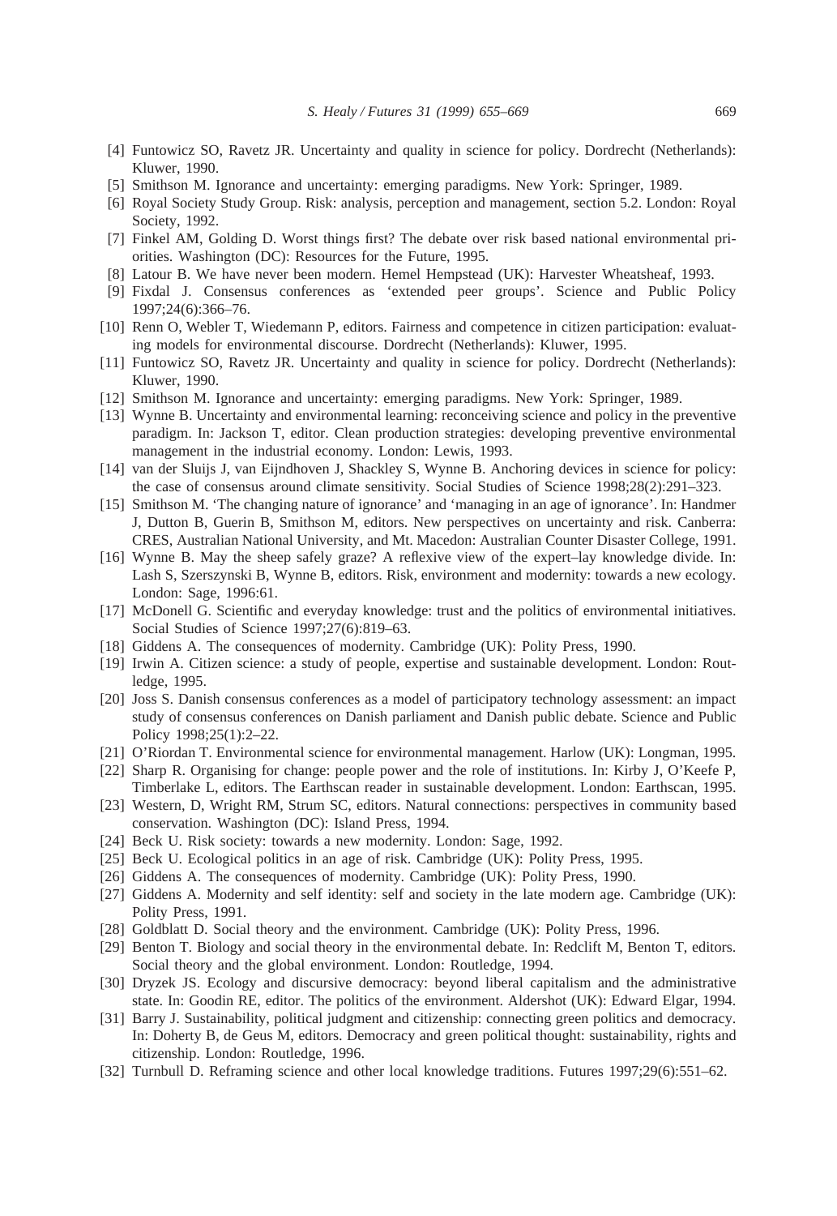[4] Funtowicz SO, Ravetz JR. Uncertainty and quality in science for policy. Dordrecht (Netherlands): Kluwer, 1990.

[5] Smithson M. Ignorance and uncertainty: emerging paradigms. New York: Springer, 1989.

[6] Royal Society Study Group. Risk: analysis, perception and management, section 5.2. London: Royal Society, 1992.

[7] Finkel AM, Golding D. Worst things first? The debate over risk based national environmental priorities. Washington (DC): Resources for the Future, 1995.

[8] Latour B. We have never been modern. Hemel Hempstead (UK): Harvester Wheatsheaf, 1993.

[9] Fixdal J. Consensus conferences as 'extended peer groups'. Science and Public Policy 1997;24(6):366–76.

[10] Renn O, Webler T, Wiedemann P, editors. Fairness and competence in citizen participation: evaluating models for environmental discourse. Dordrecht (Netherlands): Kluwer, 1995.

[11] Funtowicz SO, Ravetz JR. Uncertainty and quality in science for policy. Dordrecht (Netherlands): Kluwer, 1990.

[12] Smithson M. Ignorance and uncertainty: emerging paradigms. New York: Springer, 1989.

[13] Wynne B. Uncertainty and environmental learning: reconceiving science and policy in the preventive paradigm. In: Jackson T, editor. Clean production strategies: developing preventive environmental management in the industrial economy. London: Lewis, 1993.

[14] van der Sluijs J, van Eijndhoven J, Shackley S, Wynne B. Anchoring devices in science for policy: the case of consensus around climate sensitivity. Social Studies of Science 1998;28(2):291–323.

[15] Smithson M. 'The changing nature of ignorance' and 'managing in an age of ignorance'. In: Handmer J, Dutton B, Guerin B, Smithson M, editors. New perspectives on uncertainty and risk. Canberra: CRES, Australian National University, and Mt. Macedon: Australian Counter Disaster College, 1991.

[16] Wynne B. May the sheep safely graze? A reflexive view of the expert–lay knowledge divide. In: Lash S, Szerszynski B, Wynne B, editors. Risk, environment and modernity: towards a new ecology. London: Sage, 1996:61.

[17] McDonell G. Scientific and everyday knowledge: trust and the politics of environmental initiatives. Social Studies of Science 1997;27(6):819–63.

[18] Giddens A. The consequences of modernity. Cambridge (UK): Polity Press, 1990.

[19] Irwin A. Citizen science: a study of people, expertise and sustainable development. London: Routledge, 1995.

[20] Joss S. Danish consensus conferences as a model of participatory technology assessment: an impact study of consensus conferences on Danish parliament and Danish public debate. Science and Public Policy 1998;25(1):2–22.

[21] O'Riordan T. Environmental science for environmental management. Harlow (UK): Longman, 1995.

[22] Sharp R. Organising for change: people power and the role of institutions. In: Kirby J, O'Keefe P, Timberlake L, editors. The Earthscan reader in sustainable development. London: Earthscan, 1995.

[23] Western, D, Wright RM, Strum SC, editors. Natural connections: perspectives in community based conservation. Washington (DC): Island Press, 1994.

[24] Beck U. Risk society: towards a new modernity. London: Sage, 1992.

[25] Beck U. Ecological politics in an age of risk. Cambridge (UK): Polity Press, 1995.

[26] Giddens A. The consequences of modernity. Cambridge (UK): Polity Press, 1990.

[27] Giddens A. Modernity and self identity: self and society in the late modern age. Cambridge (UK): Polity Press, 1991.

[28] Goldblatt D. Social theory and the environment. Cambridge (UK): Polity Press, 1996.

[29] Benton T. Biology and social theory in the environmental debate. In: Redclift M, Benton T, editors. Social theory and the global environment. London: Routledge, 1994.

[30] Dryzek JS. Ecology and discursive democracy: beyond liberal capitalism and the administrative state. In: Goodin RE, editor. The politics of the environment. Aldershot (UK): Edward Elgar, 1994.

[31] Barry J. Sustainability, political judgment and citizenship: connecting green politics and democracy. In: Doherty B, de Geus M, editors. Democracy and green political thought: sustainability, rights and citizenship. London: Routledge, 1996.

[32] Turnbull D. Reframing science and other local knowledge traditions. Futures 1997;29(6):551–62.